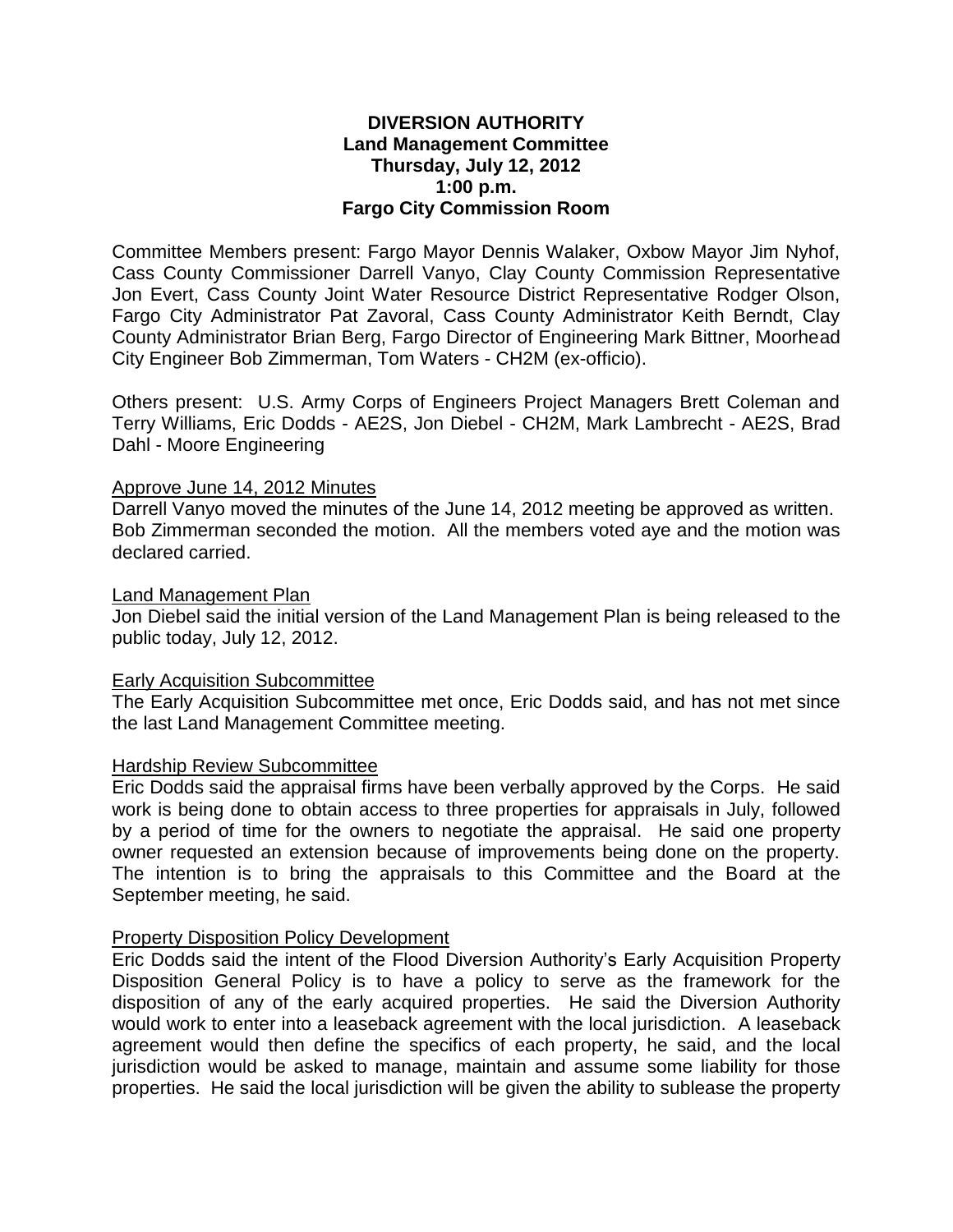**DIVERSION AUTHORITY**
**Land Management Committee**
**Thursday, July 12, 2012**
**1:00 p.m.**
**Fargo City Commission Room**

Committee Members present: Fargo Mayor Dennis Walaker, Oxbow Mayor Jim Nyhof, Cass County Commissioner Darrell Vanyo, Clay County Commission Representative Jon Evert, Cass County Joint Water Resource District Representative Rodger Olson, Fargo City Administrator Pat Zavoral, Cass County Administrator Keith Berndt, Clay County Administrator Brian Berg, Fargo Director of Engineering Mark Bittner, Moorhead City Engineer Bob Zimmerman, Tom Waters - CH2M (ex-officio).

Others present: U.S. Army Corps of Engineers Project Managers Brett Coleman and Terry Williams, Eric Dodds - AE2S, Jon Diebel - CH2M, Mark Lambrecht - AE2S, Brad Dahl - Moore Engineering

Approve June 14, 2012 Minutes

Darrell Vanyo moved the minutes of the June 14, 2012 meeting be approved as written. Bob Zimmerman seconded the motion. All the members voted aye and the motion was declared carried.

Land Management Plan

Jon Diebel said the initial version of the Land Management Plan is being released to the public today, July 12, 2012.

Early Acquisition Subcommittee

The Early Acquisition Subcommittee met once, Eric Dodds said, and has not met since the last Land Management Committee meeting.

Hardship Review Subcommittee

Eric Dodds said the appraisal firms have been verbally approved by the Corps. He said work is being done to obtain access to three properties for appraisals in July, followed by a period of time for the owners to negotiate the appraisal. He said one property owner requested an extension because of improvements being done on the property. The intention is to bring the appraisals to this Committee and the Board at the September meeting, he said.

Property Disposition Policy Development

Eric Dodds said the intent of the Flood Diversion Authority's Early Acquisition Property Disposition General Policy is to have a policy to serve as the framework for the disposition of any of the early acquired properties. He said the Diversion Authority would work to enter into a leaseback agreement with the local jurisdiction. A leaseback agreement would then define the specifics of each property, he said, and the local jurisdiction would be asked to manage, maintain and assume some liability for those properties. He said the local jurisdiction will be given the ability to sublease the property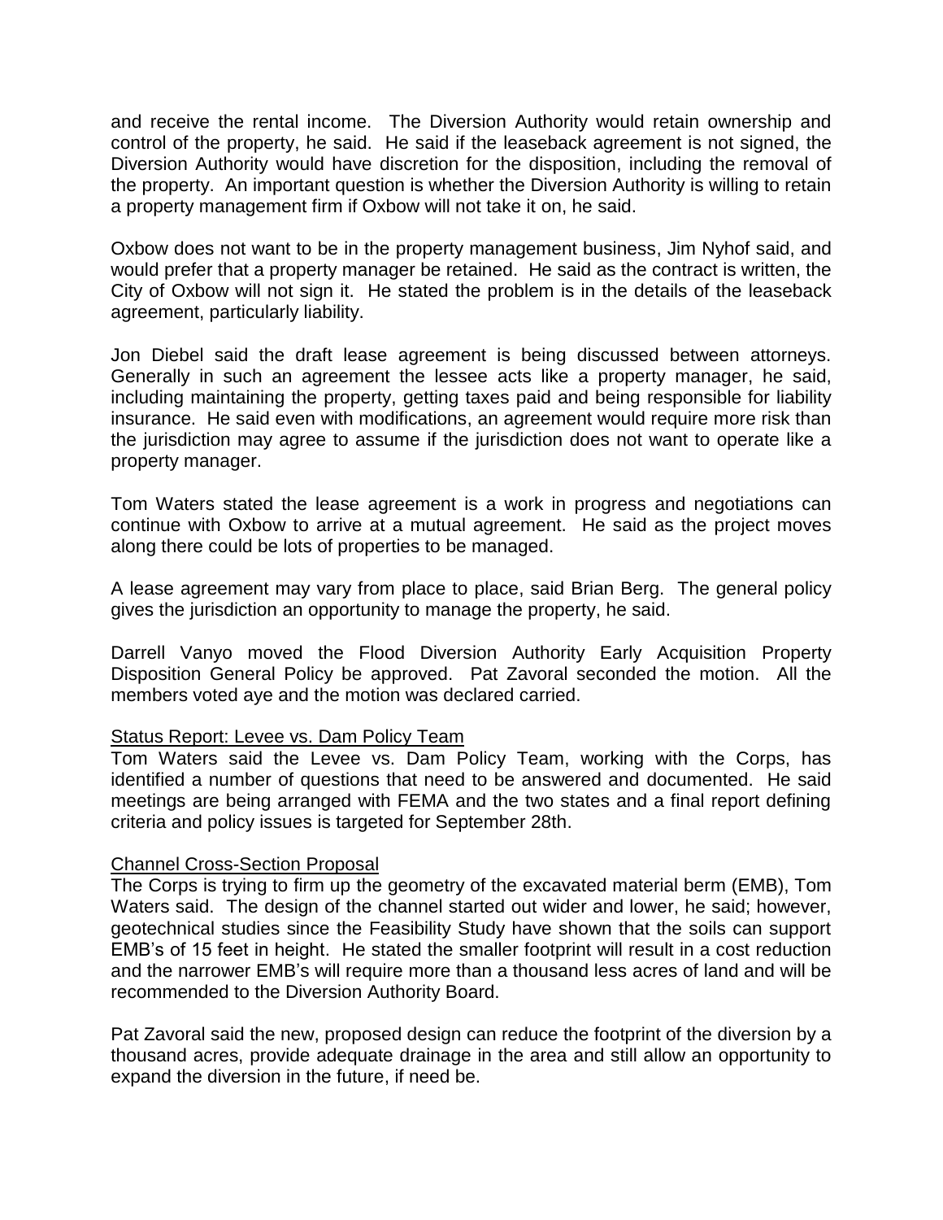and receive the rental income. The Diversion Authority would retain ownership and control of the property, he said. He said if the leaseback agreement is not signed, the Diversion Authority would have discretion for the disposition, including the removal of the property. An important question is whether the Diversion Authority is willing to retain a property management firm if Oxbow will not take it on, he said.

Oxbow does not want to be in the property management business, Jim Nyhof said, and would prefer that a property manager be retained. He said as the contract is written, the City of Oxbow will not sign it. He stated the problem is in the details of the leaseback agreement, particularly liability.

Jon Diebel said the draft lease agreement is being discussed between attorneys. Generally in such an agreement the lessee acts like a property manager, he said, including maintaining the property, getting taxes paid and being responsible for liability insurance. He said even with modifications, an agreement would require more risk than the jurisdiction may agree to assume if the jurisdiction does not want to operate like a property manager.

Tom Waters stated the lease agreement is a work in progress and negotiations can continue with Oxbow to arrive at a mutual agreement. He said as the project moves along there could be lots of properties to be managed.

A lease agreement may vary from place to place, said Brian Berg. The general policy gives the jurisdiction an opportunity to manage the property, he said.

Darrell Vanyo moved the Flood Diversion Authority Early Acquisition Property Disposition General Policy be approved. Pat Zavoral seconded the motion. All the members voted aye and the motion was declared carried.

## Status Report: Levee vs. Dam Policy Team

Tom Waters said the Levee vs. Dam Policy Team, working with the Corps, has identified a number of questions that need to be answered and documented. He said meetings are being arranged with FEMA and the two states and a final report defining criteria and policy issues is targeted for September 28th.

## Channel Cross-Section Proposal

The Corps is trying to firm up the geometry of the excavated material berm (EMB), Tom Waters said. The design of the channel started out wider and lower, he said; however, geotechnical studies since the Feasibility Study have shown that the soils can support EMB's of 15 feet in height. He stated the smaller footprint will result in a cost reduction and the narrower EMB's will require more than a thousand less acres of land and will be recommended to the Diversion Authority Board.

Pat Zavoral said the new, proposed design can reduce the footprint of the diversion by a thousand acres, provide adequate drainage in the area and still allow an opportunity to expand the diversion in the future, if need be.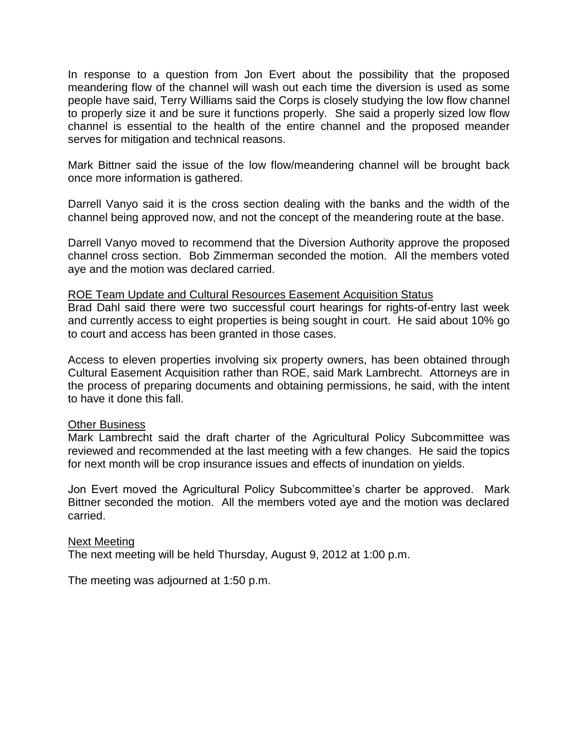In response to a question from Jon Evert about the possibility that the proposed meandering flow of the channel will wash out each time the diversion is used as some people have said, Terry Williams said the Corps is closely studying the low flow channel to properly size it and be sure it functions properly. She said a properly sized low flow channel is essential to the health of the entire channel and the proposed meander serves for mitigation and technical reasons.

Mark Bittner said the issue of the low flow/meandering channel will be brought back once more information is gathered.

Darrell Vanyo said it is the cross section dealing with the banks and the width of the channel being approved now, and not the concept of the meandering route at the base.

Darrell Vanyo moved to recommend that the Diversion Authority approve the proposed channel cross section. Bob Zimmerman seconded the motion. All the members voted aye and the motion was declared carried.

<u>ROE Team Update and Cultural Resources Easement Acquisition Status</u>

Brad Dahl said there were two successful court hearings for rights-of-entry last week and currently access to eight properties is being sought in court. He said about 10% go to court and access has been granted in those cases.

Access to eleven properties involving six property owners, has been obtained through Cultural Easement Acquisition rather than ROE, said Mark Lambrecht. Attorneys are in the process of preparing documents and obtaining permissions, he said, with the intent to have it done this fall.

<u>Other Business</u>

Mark Lambrecht said the draft charter of the Agricultural Policy Subcommittee was reviewed and recommended at the last meeting with a few changes. He said the topics for next month will be crop insurance issues and effects of inundation on yields.

Jon Evert moved the Agricultural Policy Subcommittee's charter be approved. Mark Bittner seconded the motion. All the members voted aye and the motion was declared carried.

<u>Next Meeting</u>

The next meeting will be held Thursday, August 9, 2012 at 1:00 p.m.

The meeting was adjourned at 1:50 p.m.